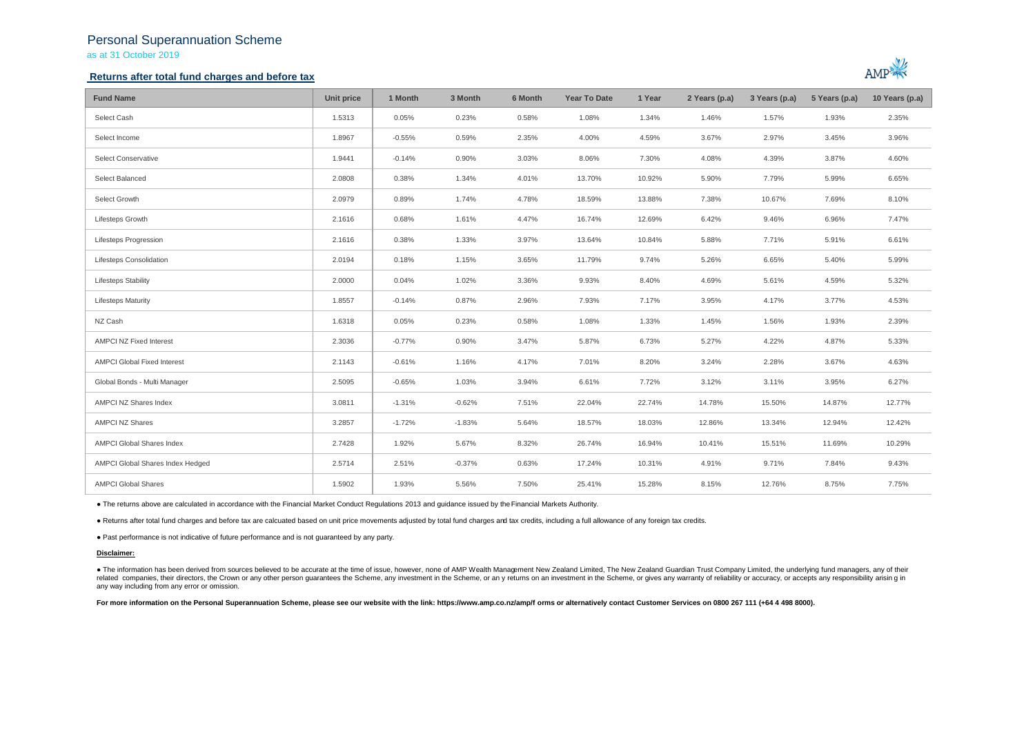# Personal Superannuation Scheme

as at 31 October 2019

## Returns after total fund charges and before tax

| Fund Name | Unit price | 1 Month | 3 Month | 6 Month | Year To Date | 1 Year | 2 Years (p.a) | 3 Years (p.a) | 5 Years (p.a) | 10 Years (p.a) |
|---|---|---|---|---|---|---|---|---|---|---|
| Select Cash | 1.5313 | 0.05% | 0.23% | 0.58% | 1.08% | 1.34% | 1.46% | 1.57% | 1.93% | 2.35% |
| Select Income | 1.8967 | -0.55% | 0.59% | 2.35% | 4.00% | 4.59% | 3.67% | 2.97% | 3.45% | 3.96% |
| Select Conservative | 1.9441 | -0.14% | 0.90% | 3.03% | 8.06% | 7.30% | 4.08% | 4.39% | 3.87% | 4.60% |
| Select Balanced | 2.0808 | 0.38% | 1.34% | 4.01% | 13.70% | 10.92% | 5.90% | 7.79% | 5.99% | 6.65% |
| Select Growth | 2.0979 | 0.89% | 1.74% | 4.78% | 18.59% | 13.88% | 7.38% | 10.67% | 7.69% | 8.10% |
| Lifesteps Growth | 2.1616 | 0.68% | 1.61% | 4.47% | 16.74% | 12.69% | 6.42% | 9.46% | 6.96% | 7.47% |
| Lifesteps Progression | 2.1616 | 0.38% | 1.33% | 3.97% | 13.64% | 10.84% | 5.88% | 7.71% | 5.91% | 6.61% |
| Lifesteps Consolidation | 2.0194 | 0.18% | 1.15% | 3.65% | 11.79% | 9.74% | 5.26% | 6.65% | 5.40% | 5.99% |
| Lifesteps Stability | 2.0000 | 0.04% | 1.02% | 3.36% | 9.93% | 8.40% | 4.69% | 5.61% | 4.59% | 5.32% |
| Lifesteps Maturity | 1.8557 | -0.14% | 0.87% | 2.96% | 7.93% | 7.17% | 3.95% | 4.17% | 3.77% | 4.53% |
| NZ Cash | 1.6318 | 0.05% | 0.23% | 0.58% | 1.08% | 1.33% | 1.45% | 1.56% | 1.93% | 2.39% |
| AMPCI NZ Fixed Interest | 2.3036 | -0.77% | 0.90% | 3.47% | 5.87% | 6.73% | 5.27% | 4.22% | 4.87% | 5.33% |
| AMPCI Global Fixed Interest | 2.1143 | -0.61% | 1.16% | 4.17% | 7.01% | 8.20% | 3.24% | 2.28% | 3.67% | 4.63% |
| Global Bonds - Multi Manager | 2.5095 | -0.65% | 1.03% | 3.94% | 6.61% | 7.72% | 3.12% | 3.11% | 3.95% | 6.27% |
| AMPCI NZ Shares Index | 3.0811 | -1.31% | -0.62% | 7.51% | 22.04% | 22.74% | 14.78% | 15.50% | 14.87% | 12.77% |
| AMPCI NZ Shares | 3.2857 | -1.72% | -1.83% | 5.64% | 18.57% | 18.03% | 12.86% | 13.34% | 12.94% | 12.42% |
| AMPCI Global Shares Index | 2.7428 | 1.92% | 5.67% | 8.32% | 26.74% | 16.94% | 10.41% | 15.51% | 11.69% | 10.29% |
| AMPCI Global Shares Index Hedged | 2.5714 | 2.51% | -0.37% | 0.63% | 17.24% | 10.31% | 4.91% | 9.71% | 7.84% | 9.43% |
| AMPCI Global Shares | 1.5902 | 1.93% | 5.56% | 7.50% | 25.41% | 15.28% | 8.15% | 12.76% | 8.75% | 7.75% |

- The returns above are calculated in accordance with the Financial Market Conduct Regulations 2013 and guidance issued by the Financial Markets Authority.
- Returns after total fund charges and before tax are calcuated based on unit price movements adjusted by total fund charges and tax credits, including a full allowance of any foreign tax credits.
- Past performance is not indicative of future performance and is not guaranteed by any party.

**Disclaimer:**

- The information has been derived from sources believed to be accurate at the time of issue, however, none of AMP Wealth Management New Zealand Limited, The New Zealand Guardian Trust Company Limited, the underlying fund managers, any of their related companies, their directors, the Crown or any other person guarantees the Scheme, any investment in the Scheme, or an y returns on an investment in the Scheme, or gives any warranty of reliability or accuracy, or accepts any responsibility arisin g in any way including from any error or omission.

**For more information on the Personal Superannuation Scheme, please see our website with the link: https://www.amp.co.nz/amp/f orms or alternatively contact Customer Services on 0800 267 111 (+64 4 498 8000).**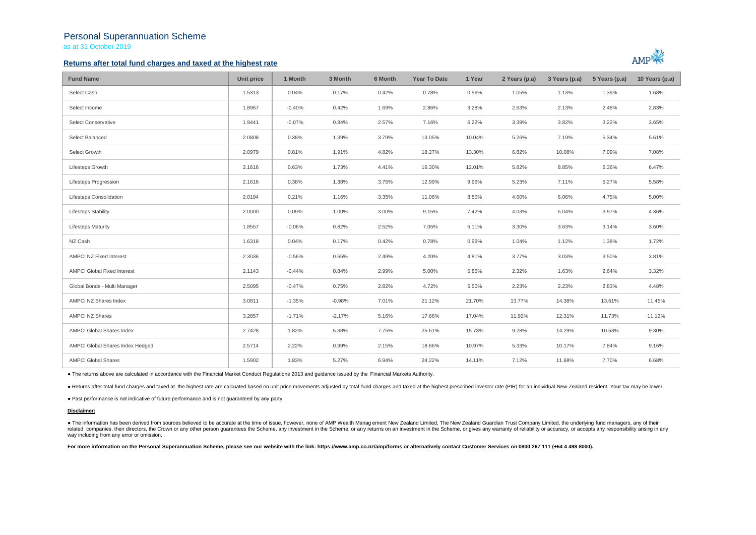# Personal Superannuation Scheme

as at 31 October 2019

## Returns after total fund charges and taxed at the highest rate

| Fund Name | Unit price | 1 Month | 3 Month | 6 Month | Year To Date | 1 Year | 2 Years (p.a) | 3 Years (p.a) | 5 Years (p.a) | 10 Years (p.a) |
|---|---|---|---|---|---|---|---|---|---|---|
| Select Cash | 1.5313 | 0.04% | 0.17% | 0.42% | 0.78% | 0.96% | 1.05% | 1.13% | 1.39% | 1.68% |
| Select Income | 1.8967 | -0.40% | 0.42% | 1.69% | 2.86% | 3.28% | 2.63% | 2.13% | 2.48% | 2.83% |
| Select Conservative | 1.9441 | -0.07% | 0.84% | 2.57% | 7.16% | 6.22% | 3.39% | 3.82% | 3.22% | 3.65% |
| Select Balanced | 2.0808 | 0.38% | 1.39% | 3.79% | 13.05% | 10.04% | 5.26% | 7.19% | 5.34% | 5.61% |
| Select Growth | 2.0979 | 0.81% | 1.91% | 4.82% | 18.27% | 13.30% | 6.82% | 10.08% | 7.09% | 7.08% |
| Lifesteps Growth | 2.1616 | 0.63% | 1.73% | 4.41% | 16.30% | 12.01% | 5.82% | 8.85% | 6.36% | 6.47% |
| Lifesteps Progression | 2.1616 | 0.38% | 1.38% | 3.75% | 12.99% | 9.96% | 5.23% | 7.11% | 5.27% | 5.58% |
| Lifesteps Consolidation | 2.0194 | 0.21% | 1.16% | 3.35% | 11.06% | 8.80% | 4.60% | 6.06% | 4.75% | 5.00% |
| Lifesteps Stability | 2.0000 | 0.09% | 1.00% | 3.00% | 9.15% | 7.42% | 4.03% | 5.04% | 3.97% | 4.36% |
| Lifesteps Maturity | 1.8557 | -0.06% | 0.82% | 2.52% | 7.05% | 6.11% | 3.30% | 3.63% | 3.14% | 3.60% |
| NZ Cash | 1.6318 | 0.04% | 0.17% | 0.42% | 0.78% | 0.96% | 1.04% | 1.12% | 1.38% | 1.72% |
| AMPCI NZ Fixed Interest | 2.3036 | -0.56% | 0.65% | 2.49% | 4.20% | 4.81% | 3.77% | 3.03% | 3.50% | 3.81% |
| AMPCI Global Fixed Interest | 2.1143 | -0.44% | 0.84% | 2.99% | 5.00% | 5.85% | 2.32% | 1.63% | 2.64% | 3.32% |
| Global Bonds - Multi Manager | 2.5095 | -0.47% | 0.75% | 2.82% | 4.72% | 5.50% | 2.23% | 2.23% | 2.83% | 4.48% |
| AMPCI NZ Shares Index | 3.0811 | -1.35% | -0.98% | 7.01% | 21.12% | 21.70% | 13.77% | 14.38% | 13.61% | 11.45% |
| AMPCI NZ Shares | 3.2857 | -1.71% | -2.17% | 5.16% | 17.66% | 17.04% | 11.92% | 12.31% | 11.73% | 11.12% |
| AMPCI Global Shares Index | 2.7428 | 1.82% | 5.38% | 7.75% | 25.61% | 15.73% | 9.28% | 14.29% | 10.53% | 9.30% |
| AMPCI Global Shares Index Hedged | 2.5714 | 2.22% | 0.99% | 2.15% | 18.66% | 10.97% | 5.33% | 10.17% | 7.84% | 9.16% |
| AMPCI Global Shares | 1.5902 | 1.83% | 5.27% | 6.94% | 24.22% | 14.11% | 7.12% | 11.68% | 7.70% | 6.68% |

● The returns above are calculated in accordance with the Financial Market Conduct Regulations 2013 and guidance issued by the Financial Markets Authority.

● Returns after total fund charges and taxed at the highest rate are calcuated based on unit price movements adjusted by total fund charges and taxed at the highest prescribed investor rate (PIR) for an individual New Zealand resident. Your tax may be lower.

● Past performance is not indicative of future performance and is not guaranteed by any party.

**Disclaimer:**

● The information has been derived from sources believed to be accurate at the time of issue, however, none of AMP Wealth Management New Zealand Limited, The New Zealand Guardian Trust Company Limited, the underlying fund managers, any of their related companies, their directors, the Crown or any other person guarantees the Scheme, any investment in the Scheme, or any returns on an investment in the Scheme, or gives any warranty of reliability or accuracy, or accepts any responsibility arising in any way including from any error or omission.

**For more information on the Personal Superannuation Scheme, please see our website with the link: https://www.amp.co.nz/amp/forms or alternatively contact Customer Services on 0800 267 111 (+64 4 498 8000).**